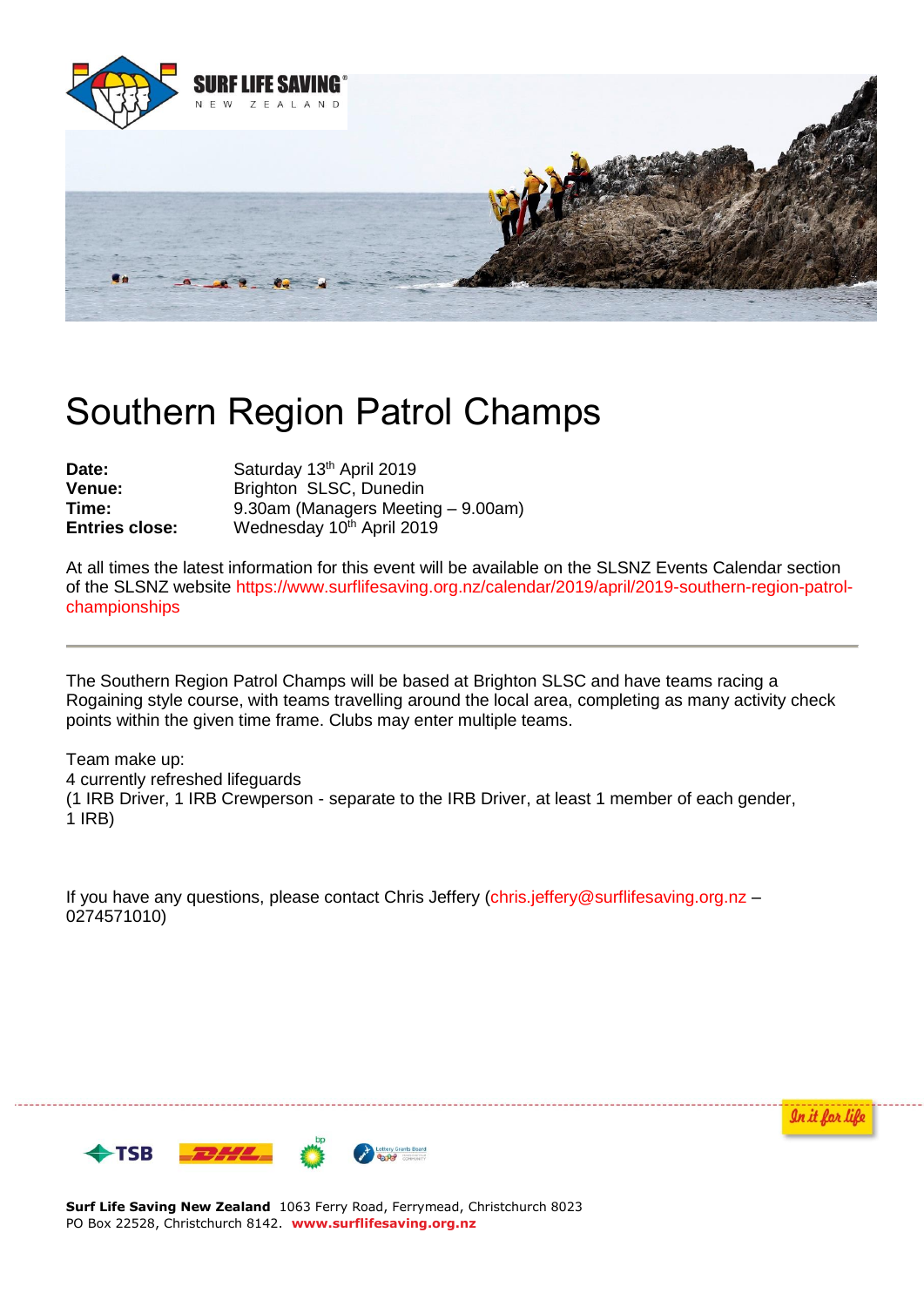# Southern Region Patrol Champs

**Date:** Saturday 13th April 2019
**Venue:** Brighton SLSC, Dunedin
**Time:** 9.30am (Managers Meeting – 9.00am)
**Entries close:** Wednesday 10th April 2019

At all times the latest information for this event will be available on the SLSNZ Events Calendar section of the SLSNZ website https://www.surflifesaving.org.nz/calendar/2019/april/2019-southern-region-patrol-championships

---

The Southern Region Patrol Champs will be based at Brighton SLSC and have teams racing a Rogaining style course, with teams travelling around the local area, completing as many activity check points within the given time frame. Clubs may enter multiple teams.

Team make up:
4 currently refreshed lifeguards
(1 IRB Driver, 1 IRB Crewperson - separate to the IRB Driver, at least 1 member of each gender, 1 IRB)

If you have any questions, please contact Chris Jeffery (chris.jeffery@surflifesaving.org.nz – 0274571010)

**Surf Life Saving New Zealand** 1063 Ferry Road, Ferrymead, Christchurch 8023
PO Box 22528, Christchurch 8142. **www.surflifesaving.org.nz**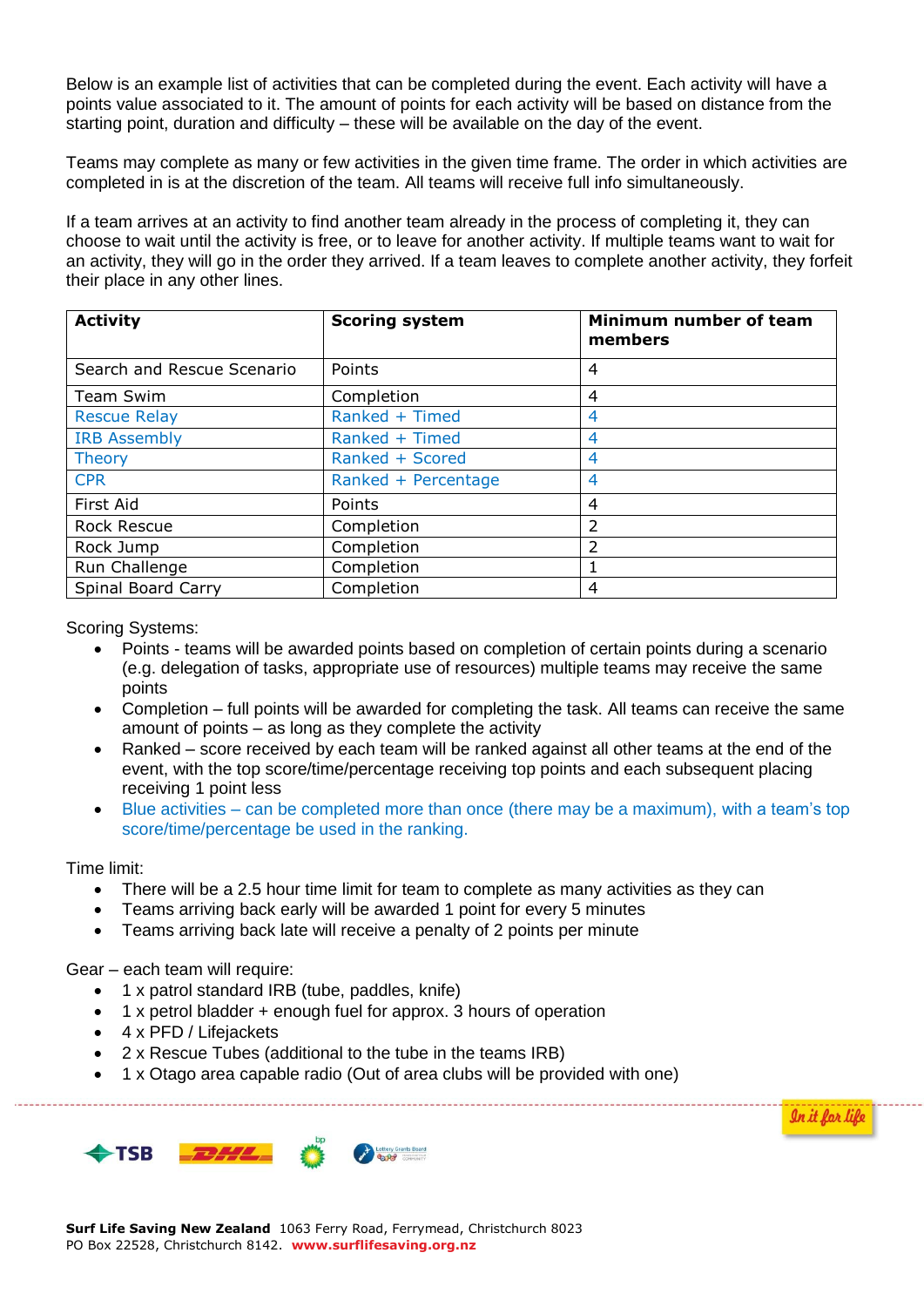Below is an example list of activities that can be completed during the event. Each activity will have a points value associated to it. The amount of points for each activity will be based on distance from the starting point, duration and difficulty – these will be available on the day of the event.

Teams may complete as many or few activities in the given time frame. The order in which activities are completed in is at the discretion of the team. All teams will receive full info simultaneously.

If a team arrives at an activity to find another team already in the process of completing it, they can choose to wait until the activity is free, or to leave for another activity. If multiple teams want to wait for an activity, they will go in the order they arrived. If a team leaves to complete another activity, they forfeit their place in any other lines.

| Activity | Scoring system | Minimum number of team members |
|---|---|---|
| Search and Rescue Scenario | Points | 4 |
| Team Swim | Completion | 4 |
| Rescue Relay | Ranked + Timed | 4 |
| IRB Assembly | Ranked + Timed | 4 |
| Theory | Ranked + Scored | 4 |
| CPR | Ranked + Percentage | 4 |
| First Aid | Points | 4 |
| Rock Rescue | Completion | 2 |
| Rock Jump | Completion | 2 |
| Run Challenge | Completion | 1 |
| Spinal Board Carry | Completion | 4 |

Scoring Systems:

- Points - teams will be awarded points based on completion of certain points during a scenario (e.g. delegation of tasks, appropriate use of resources) multiple teams may receive the same points
- Completion – full points will be awarded for completing the task. All teams can receive the same amount of points – as long as they complete the activity
- Ranked – score received by each team will be ranked against all other teams at the end of the event, with the top score/time/percentage receiving top points and each subsequent placing receiving 1 point less
- Blue activities – can be completed more than once (there may be a maximum), with a team's top score/time/percentage be used in the ranking.

Time limit:

- There will be a 2.5 hour time limit for team to complete as many activities as they can
- Teams arriving back early will be awarded 1 point for every 5 minutes
- Teams arriving back late will receive a penalty of 2 points per minute

Gear – each team will require:

- 1 x patrol standard IRB (tube, paddles, knife)
- 1 x petrol bladder + enough fuel for approx. 3 hours of operation
- 4 x PFD / Lifejackets
- 2 x Rescue Tubes (additional to the tube in the teams IRB)
- 1 x Otago area capable radio (Out of area clubs will be provided with one)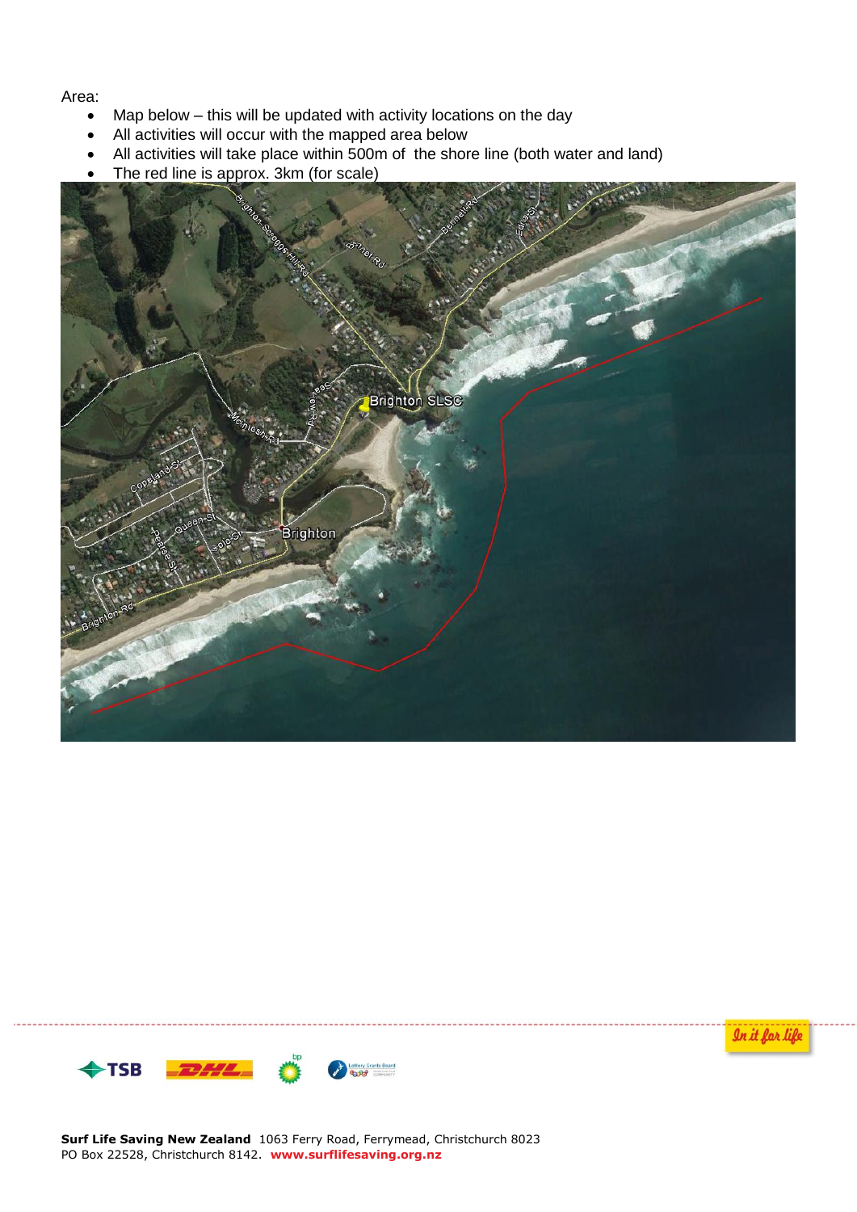Area:

- Map below – this will be updated with activity locations on the day
- All activities will occur with the mapped area below
- All activities will take place within 500m of  the shore line (both water and land)
- The red line is approx. 3km (for scale)

**Surf Life Saving New Zealand** 1063 Ferry Road, Ferrymead, Christchurch 8023
PO Box 22528, Christchurch 8142. **www.surflifesaving.org.nz**